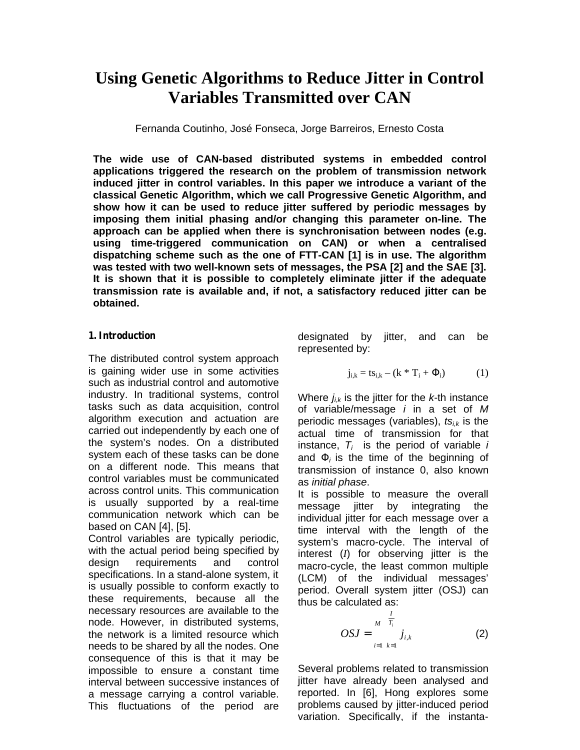# Using Genetic Algorithms to Reduce Jitter in Control Variables Transmitted over CAN

Fernanda Coutinho, José Fonseca, Jorge Barreiros, Ernesto Costa

**The wide use of CAN-based distributed systems in embedded control applications triggered the research on the problem of transmission network induced jitter in control variables. In this paper we introduce a variant of the classical Genetic Algorithm, which we call Progressive Genetic Algorithm, and show how it can be used to reduce jitter suffered by periodic messages by imposing them initial phasing and/or changing this parameter on-line. The approach can be applied when there is synchronisation between nodes (e.g. using time-triggered communication on CAN) or when a centralised dispatching scheme such as the one of FTT-CAN [1] is in use. The algorithm was tested with two well-known sets of messages, the PSA [2] and the SAE [3]. It is shown that it is possible to completely eliminate jitter if the adequate transmission rate is available and, if not, a satisfactory reduced jitter can be obtained.**

## 1. Introduction

The distributed control system approach is gaining wider use in some activities such as industrial control and automotive industry. In traditional systems, control tasks such as data acquisition, control algorithm execution and actuation are carried out independently by each one of the system's nodes. On a distributed system each of these tasks can be done on a different node. This means that control variables must be communicated across control units. This communication is usually supported by a real-time communication network which can be based on CAN [4], [5].

Control variables are typically periodic, with the actual period being specified by design requirements and control specifications. In a stand-alone system, it is usually possible to conform exactly to these requirements, because all the necessary resources are available to the node. However, in distributed systems, the network is a limited resource which needs to be shared by all the nodes. One consequence of this is that it may be impossible to ensure a constant time interval between successive instances of a message carrying a control variable. This fluctuations of the period are designated by jitter, and can be represented by:

$$j_{i,k} = ts_{i,k} - (k * T_i + \Phi_i) \qquad (1)$$

Where $j_{i,k}$ is the jitter for the *k*-th instance of variable/message *i* in a set of *M* periodic messages (variables), $ts_{i,k}$ is the actual time of transmission for that instance, $T_i$ is the period of variable *i* and $\Phi_i$ is the time of the beginning of transmission of instance 0, also known as *initial phase*.

It is possible to measure the overall message jitter by integrating the individual jitter for each message over a time interval with the length of the system's macro-cycle. The interval of interest (*I*) for observing jitter is the macro-cycle, the least common multiple (LCM) of the individual messages' period. Overall system jitter (OSJ) can thus be calculated as:

$$OSJ = \sum_{i=1}^{M} \sum_{k=1}^{\frac{I}{T_i}} j_{i,k} \qquad (2)$$

Several problems related to transmission jitter have already been analysed and reported. In [6], Hong explores some problems caused by jitter-induced period variation. Specifically, if the instanta-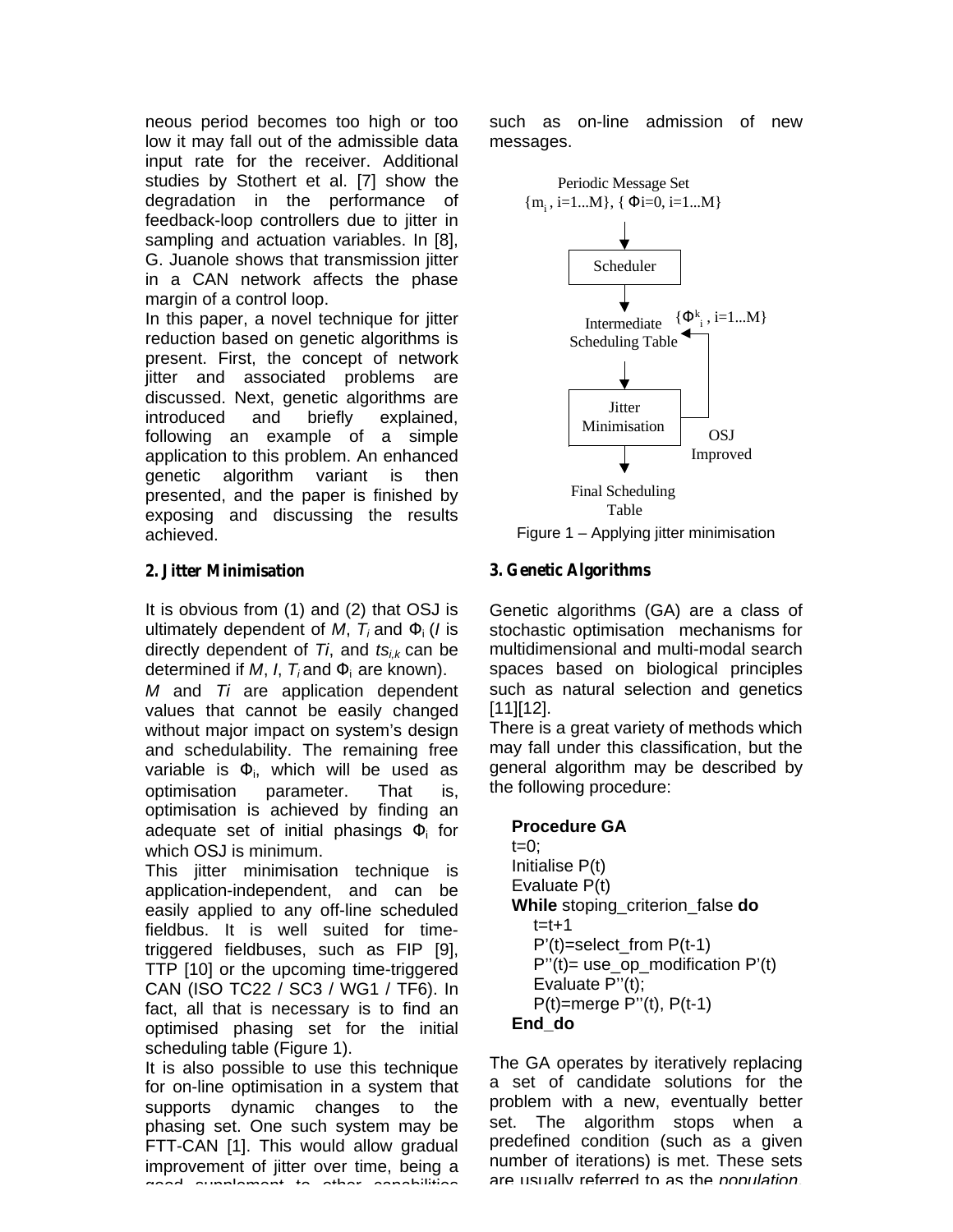neous period becomes too high or too low it may fall out of the admissible data input rate for the receiver. Additional studies by Stothert et al. [7] show the degradation in the performance of feedback-loop controllers due to jitter in sampling and actuation variables. In [8], G. Juanole shows that transmission jitter in a CAN network affects the phase margin of a control loop.

In this paper, a novel technique for jitter reduction based on genetic algorithms is present. First, the concept of network jitter and associated problems are discussed. Next, genetic algorithms are introduced and briefly explained, following an example of a simple application to this problem. An enhanced genetic algorithm variant is then presented, and the paper is finished by exposing and discussing the results achieved.

## 2. Jitter Minimisation

It is obvious from (1) and (2) that OSJ is ultimately dependent of $M$, $T_i$ and $\Phi_i$ ($I$ is directly dependent of $Ti$, and $ts_{i,k}$ can be determined if $M$, $I$, $T_i$ and $\Phi_i$ are known).

$M$ and $Ti$ are application dependent values that cannot be easily changed without major impact on system's design and schedulability. The remaining free variable is $\Phi_i$, which will be used as optimisation parameter. That is, optimisation is achieved by finding an adequate set of initial phasings $\Phi_i$ for which OSJ is minimum.

This jitter minimisation technique is application-independent, and can be easily applied to any off-line scheduled fieldbus. It is well suited for time-triggered fieldbuses, such as FIP [9], TTP [10] or the upcoming time-triggered CAN (ISO TC22 / SC3 / WG1 / TF6). In fact, all that is necessary is to find an optimised phasing set for the initial scheduling table (Figure 1).

It is also possible to use this technique for on-line optimisation in a system that supports dynamic changes to the phasing set. One such system may be FTT-CAN [1]. This would allow gradual improvement of jitter over time, being a good supplement to other capabilities such as on-line admission of new messages.

Periodic Message Set
$\{m_i, i=1...M\}$, $\{\Phi i=0, i=1...M\}$

Scheduler

Intermediate Scheduling Table $\{\Phi^k_i, i=1...M\}$

Jitter Minimisation

OSJ Improved

Final Scheduling Table

Figure 1 – Applying jitter minimisation

## 3. Genetic Algorithms

Genetic algorithms (GA) are a class of stochastic optimisation mechanisms for multidimensional and multi-modal search spaces based on biological principles such as natural selection and genetics [11][12].

There is a great variety of methods which may fall under this classification, but the general algorithm may be described by the following procedure:

```
Procedure GA
t=0;
Initialise P(t)
Evaluate P(t)
While stoping_criterion_false do
    t=t+1
    P'(t)=select_from P(t-1)
    P''(t)= use_op_modification P'(t)
    Evaluate P''(t);
    P(t)=merge P''(t), P(t-1)
End_do
```

The GA operates by iteratively replacing a set of candidate solutions for the problem with a new, eventually better set. The algorithm stops when a predefined condition (such as a given number of iterations) is met. These sets are usually referred to as the *population*.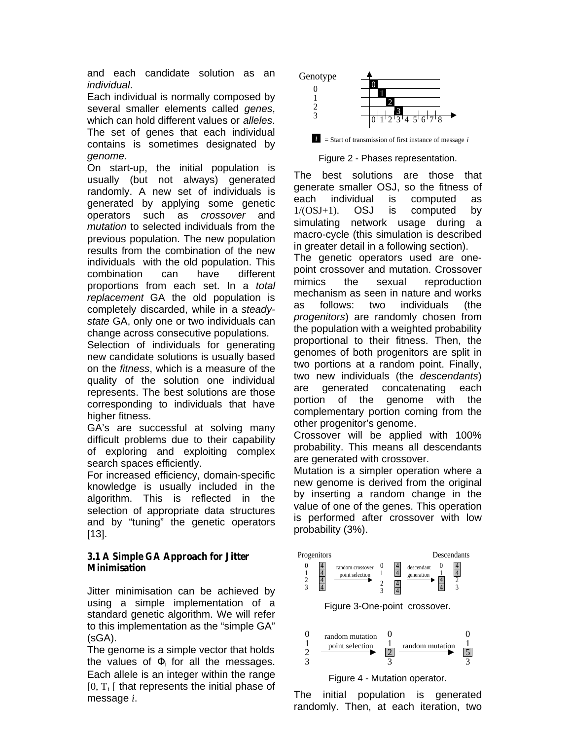and each candidate solution as an *individual*.

Each individual is normally composed by several smaller elements called *genes*, which can hold different values or *alleles*. The set of genes that each individual contains is sometimes designated by *genome*.

On start-up, the initial population is usually (but not always) generated randomly. A new set of individuals is generated by applying some genetic operators such as *crossover* and *mutation* to selected individuals from the previous population. The new population results from the combination of the new individuals with the old population. This combination can have different proportions from each set. In a *total replacement* GA the old population is completely discarded, while in a *steady-state* GA, only one or two individuals can change across consecutive populations.

Selection of individuals for generating new candidate solutions is usually based on the *fitness*, which is a measure of the quality of the solution one individual represents. The best solutions are those corresponding to individuals that have higher fitness.

GA's are successful at solving many difficult problems due to their capability of exploring and exploiting complex search spaces efficiently.

For increased efficiency, domain-specific knowledge is usually included in the algorithm. This is reflected in the selection of appropriate data structures and by "tuning" the genetic operators [13].

### 3.1 A Simple GA Approach for Jitter Minimisation

Jitter minimisation can be achieved by using a simple implementation of a standard genetic algorithm. We will refer to this implementation as the "simple GA" (sGA).

The genome is a simple vector that holds the values of $\Phi_i$ for all the messages. Each allele is an integer within the range $[0, T_i[$ that represents the initial phase of message $i$.

Figure 2 - Phases representation.

The best solutions are those that generate smaller OSJ, so the fitness of each individual is computed as 1/(OSJ+1). OSJ is computed by simulating network usage during a macro-cycle (this simulation is described in greater detail in a following section).

The genetic operators used are one-point crossover and mutation. Crossover mimics the sexual reproduction mechanism as seen in nature and works as follows: two individuals (the *progenitors*) are randomly chosen from the population with a weighted probability proportional to their fitness. Then, the genomes of both progenitors are split in two portions at a random point. Finally, two new individuals (the *descendants*) are generated concatenating each portion of the genome with the complementary portion coming from the other progenitor's genome.

Crossover will be applied with 100% probability. This means all descendants are generated with crossover.

Mutation is a simpler operation where a new genome is derived from the original by inserting a random change in the value of one of the genes. This operation is performed after crossover with low probability (3%).

Figure 3-One-point crossover.

Figure 4 - Mutation operator.

The initial population is generated randomly. Then, at each iteration, two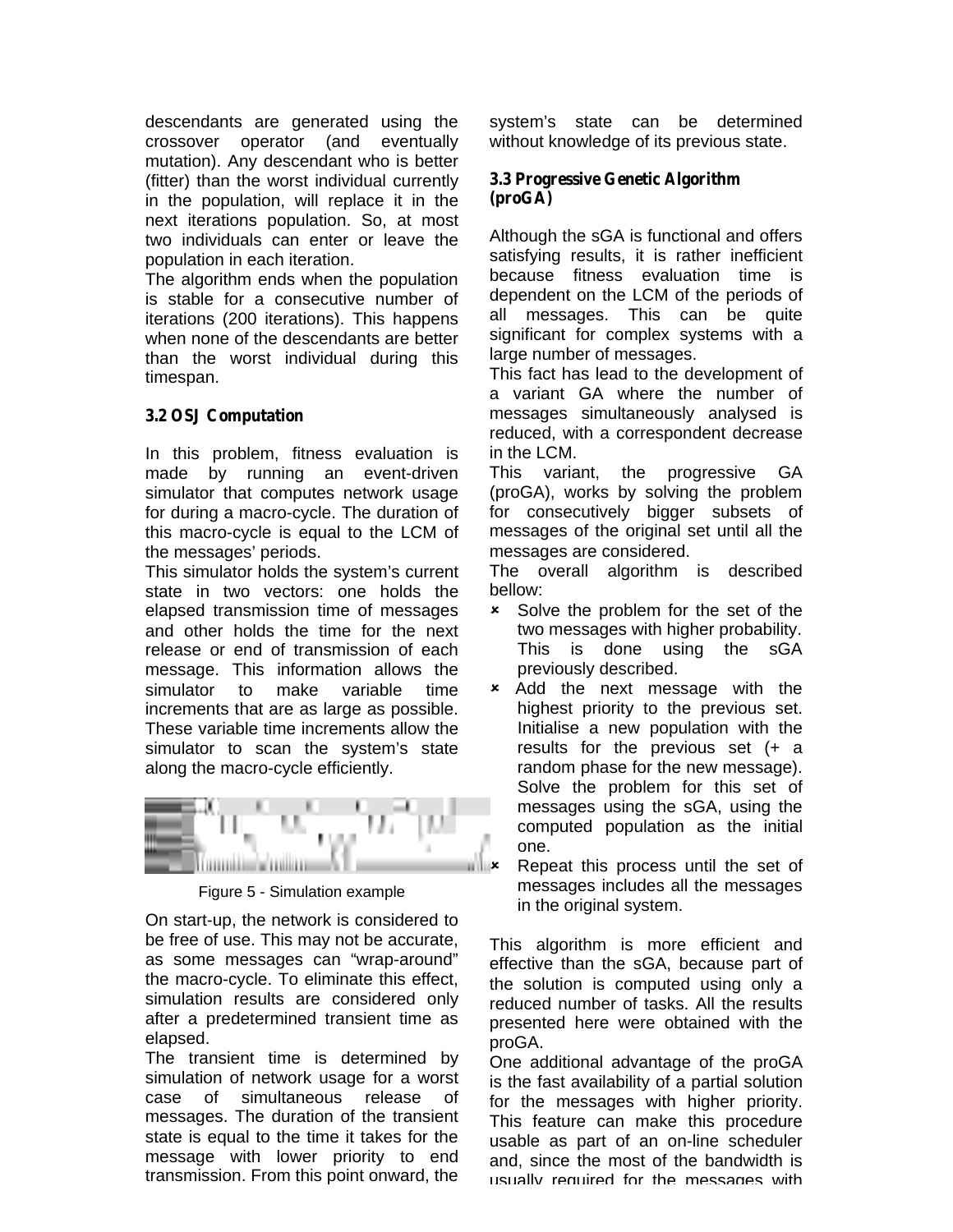descendants are generated using the crossover operator (and eventually mutation). Any descendant who is better (fitter) than the worst individual currently in the population, will replace it in the next iterations population. So, at most two individuals can enter or leave the population in each iteration.

The algorithm ends when the population is stable for a consecutive number of iterations (200 iterations). This happens when none of the descendants are better than the worst individual during this timespan.

### 3.2 OSJ Computation

In this problem, fitness evaluation is made by running an event-driven simulator that computes network usage for during a macro-cycle. The duration of this macro-cycle is equal to the LCM of the messages' periods.

This simulator holds the system's current state in two vectors: one holds the elapsed transmission time of messages and other holds the time for the next release or end of transmission of each message. This information allows the simulator to make variable time increments that are as large as possible. These variable time increments allow the simulator to scan the system's state along the macro-cycle efficiently.

Figure 5 - Simulation example

On start-up, the network is considered to be free of use. This may not be accurate, as some messages can "wrap-around" the macro-cycle. To eliminate this effect, simulation results are considered only after a predetermined transient time as elapsed.

The transient time is determined by simulation of network usage for a worst case of simultaneous release of messages. The duration of the transient state is equal to the time it takes for the message with lower priority to end transmission. From this point onward, the system's state can be determined without knowledge of its previous state.

### 3.3 Progressive Genetic Algorithm (proGA)

Although the sGA is functional and offers satisfying results, it is rather inefficient because fitness evaluation time is dependent on the LCM of the periods of all messages. This can be quite significant for complex systems with a large number of messages.

This fact has lead to the development of a variant GA where the number of messages simultaneously analysed is reduced, with a correspondent decrease in the LCM.

This variant, the progressive GA (proGA), works by solving the problem for consecutively bigger subsets of messages of the original set until all the messages are considered.

The overall algorithm is described bellow:

- Solve the problem for the set of the two messages with higher probability. This is done using the sGA previously described.
- Add the next message with the highest priority to the previous set. Initialise a new population with the results for the previous set (+ a random phase for the new message). Solve the problem for this set of messages using the sGA, using the computed population as the initial one.
- Repeat this process until the set of messages includes all the messages in the original system.

This algorithm is more efficient and effective than the sGA, because part of the solution is computed using only a reduced number of tasks. All the results presented here were obtained with the proGA.

One additional advantage of the proGA is the fast availability of a partial solution for the messages with higher priority. This feature can make this procedure usable as part of an on-line scheduler and, since the most of the bandwidth is usually required for the messages with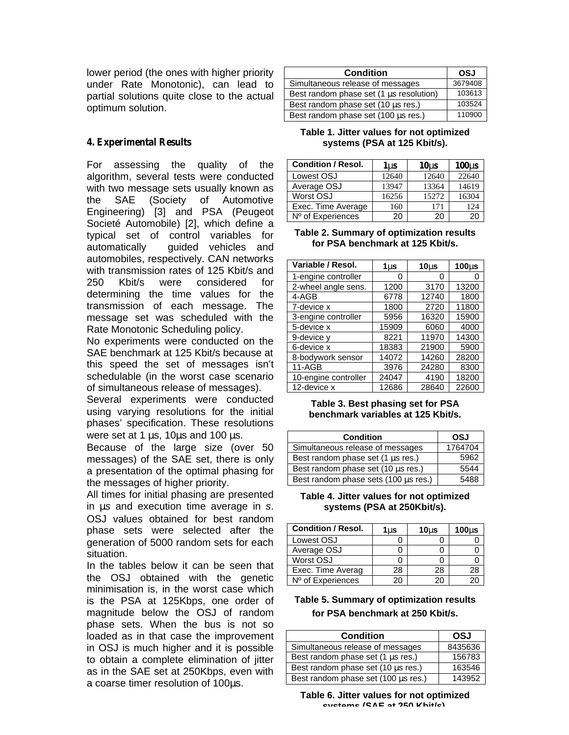lower period (the ones with higher priority under Rate Monotonic), can lead to partial solutions quite close to the actual optimum solution.

## 4. Experimental Results

For assessing the quality of the algorithm, several tests were conducted with two message sets usually known as the SAE (Society of Automotive Engineering) [3] and PSA (Peugeot Societé Automobile) [2], which define a typical set of control variables for automatically guided vehicles and automobiles, respectively. CAN networks with transmission rates of 125 Kbit/s and 250 Kbit/s were considered for determining the time values for the transmission of each message. The message set was scheduled with the Rate Monotonic Scheduling policy.

No experiments were conducted on the SAE benchmark at 125 Kbit/s because at this speed the set of messages isn't schedulable (in the worst case scenario of simultaneous release of messages).

Several experiments were conducted using varying resolutions for the initial phases' specification. These resolutions were set at 1 µs, 10µs and 100 µs.

Because of the large size (over 50 messages) of the SAE set, there is only a presentation of the optimal phasing for the messages of higher priority.

All times for initial phasing are presented in µs and execution time average in *s*.

OSJ values obtained for best random phase sets were selected after the generation of 5000 random sets for each situation.

In the tables below it can be seen that the OSJ obtained with the genetic minimisation is, in the worst case which is the PSA at 125Kbps, one order of magnitude below the OSJ of random phase sets. When the bus is not so loaded as in that case the improvement in OSJ is much higher and it is possible to obtain a complete elimination of jitter as in the SAE set at 250Kbps, even with a coarse timer resolution of 100µs.

| Condition | OSJ |
|---|---|
| Simultaneous release of messages | 3679408 |
| Best random phase set (1 µs resolution) | 103613 |
| Best random phase set (10 µs res.) | 103524 |
| Best random phase set (100 µs res.) | 110900 |

**Table 1. Jitter values for not optimized systems (PSA at 125 Kbit/s).**

| Condition / Resol. | 1µs | 10µs | 100µs |
|---|---|---|---|
| Lowest OSJ | 12640 | 12640 | 22640 |
| Average OSJ | 13947 | 13364 | 14619 |
| Worst OSJ | 16256 | 15272 | 16304 |
| Exec. Time Average | 160 | 171 | 124 |
| Nº of Experiences | 20 | 20 | 20 |

**Table 2. Summary of optimization results for PSA benchmark at 125 Kbit/s.**

| Variable / Resol. | 1µs | 10µs | 100µs |
|---|---|---|---|
| 1-engine controller | 0 | 0 | 0 |
| 2-wheel angle sens. | 1200 | 3170 | 13200 |
| 4-AGB | 6778 | 12740 | 1800 |
| 7-device x | 1800 | 2720 | 11800 |
| 3-engine controller | 5956 | 16320 | 15900 |
| 5-device x | 15909 | 6060 | 4000 |
| 9-device y | 8221 | 11970 | 14300 |
| 6-device x | 18383 | 21900 | 5900 |
| 8-bodywork sensor | 14072 | 14260 | 28200 |
| 11-AGB | 3976 | 24280 | 8300 |
| 10-engine controller | 24047 | 4190 | 18200 |
| 12-device x | 12686 | 28640 | 22600 |

**Table 3. Best phasing set for PSA benchmark variables at 125 Kbit/s.**

| Condition | OSJ |
|---|---|
| Simultaneous release of messages | 1764704 |
| Best random phase set (1 µs res.) | 5962 |
| Best random phase set (10 µs res.) | 5544 |
| Best random phase sets (100 µs res.) | 5488 |

**Table 4. Jitter values for not optimized systems (PSA at 250Kbit/s).**

| Condition / Resol. | 1µs | 10µs | 100µs |
|---|---|---|---|
| Lowest OSJ | 0 | 0 | 0 |
| Average OSJ | 0 | 0 | 0 |
| Worst OSJ | 0 | 0 | 0 |
| Exec. Time Averag | 28 | 28 | 28 |
| Nº of Experiences | 20 | 20 | 20 |

**Table 5. Summary of optimization results for PSA benchmark at 250 Kbit/s.**

| Condition | OSJ |
|---|---|
| Simultaneous release of messages | 8435636 |
| Best random phase set (1 µs res.) | 156783 |
| Best random phase set (10 µs res.) | 163546 |
| Best random phase set (100 µs res.) | 143952 |

**Table 6. Jitter values for not optimized systems (SAE at 250 Kbit/s)**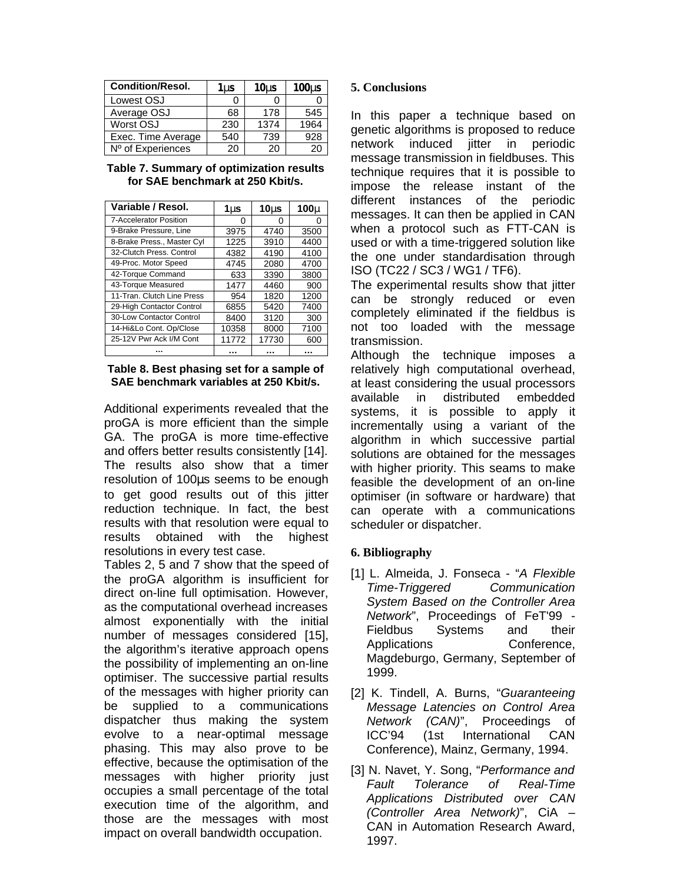| Condition/Resol. | 1μs | 10μs | 100μs |
|---|---|---|---|
| Lowest OSJ | 0 | 0 | 0 |
| Average OSJ | 68 | 178 | 545 |
| Worst OSJ | 230 | 1374 | 1964 |
| Exec. Time Average | 540 | 739 | 928 |
| Nº of Experiences | 20 | 20 | 20 |

**Table 7. Summary of optimization results for SAE benchmark at 250 Kbit/s.**

| Variable / Resol. | 1μs | 10μs | 100μ |
|---|---|---|---|
| 7-Accelerator Position | 0 | 0 | 0 |
| 9-Brake Pressure, Line | 3975 | 4740 | 3500 |
| 8-Brake Press., Master Cyl | 1225 | 3910 | 4400 |
| 32-Clutch Press. Control | 4382 | 4190 | 4100 |
| 49-Proc. Motor Speed | 4745 | 2080 | 4700 |
| 42-Torque Command | 633 | 3390 | 3800 |
| 43-Torque Measured | 1477 | 4460 | 900 |
| 11-Tran. Clutch Line Press | 954 | 1820 | 1200 |
| 29-High Contactor Control | 6855 | 5420 | 7400 |
| 30-Low Contactor Control | 8400 | 3120 | 300 |
| 14-Hi&Lo Cont. Op/Close | 10358 | 8000 | 7100 |
| 25-12V Pwr Ack I/M Cont | 11772 | 17730 | 600 |
| ... | ... | ... | ... |

**Table 8. Best phasing set for a sample of SAE benchmark variables at 250 Kbit/s.**

Additional experiments revealed that the proGA is more efficient than the simple GA. The proGA is more time-effective and offers better results consistently [14]. The results also show that a timer resolution of 100μs seems to be enough to get good results out of this jitter reduction technique. In fact, the best results with that resolution were equal to results obtained with the highest resolutions in every test case.

Tables 2, 5 and 7 show that the speed of the proGA algorithm is insufficient for direct on-line full optimisation. However, as the computational overhead increases almost exponentially with the initial number of messages considered [15], the algorithm's iterative approach opens the possibility of implementing an on-line optimiser. The successive partial results of the messages with higher priority can be supplied to a communications dispatcher thus making the system evolve to a near-optimal message phasing. This may also prove to be effective, because the optimisation of the messages with higher priority just occupies a small percentage of the total execution time of the algorithm, and those are the messages with most impact on overall bandwidth occupation.

## 5. Conclusions

In this paper a technique based on genetic algorithms is proposed to reduce network induced jitter in periodic message transmission in fieldbuses. This technique requires that it is possible to impose the release instant of the different instances of the periodic messages. It can then be applied in CAN when a protocol such as FTT-CAN is used or with a time-triggered solution like the one under standardisation through ISO (TC22 / SC3 / WG1 / TF6).

The experimental results show that jitter can be strongly reduced or even completely eliminated if the fieldbus is not too loaded with the message transmission.

Although the technique imposes a relatively high computational overhead, at least considering the usual processors available in distributed embedded systems, it is possible to apply it incrementally using a variant of the algorithm in which successive partial solutions are obtained for the messages with higher priority. This seams to make feasible the development of an on-line optimiser (in software or hardware) that can operate with a communications scheduler or dispatcher.

## 6. Bibliography

[1] L. Almeida, J. Fonseca - "*A Flexible Time-Triggered Communication System Based on the Controller Area Network*", Proceedings of FeT'99 - Fieldbus Systems and their Applications Conference, Magdeburgo, Germany, September of 1999.

[2] K. Tindell, A. Burns, "*Guaranteeing Message Latencies on Control Area Network (CAN)*", Proceedings of ICC'94 (1st International CAN Conference), Mainz, Germany, 1994.

[3] N. Navet, Y. Song, "*Performance and Fault Tolerance of Real-Time Applications Distributed over CAN (Controller Area Network)*", CiA – CAN in Automation Research Award, 1997.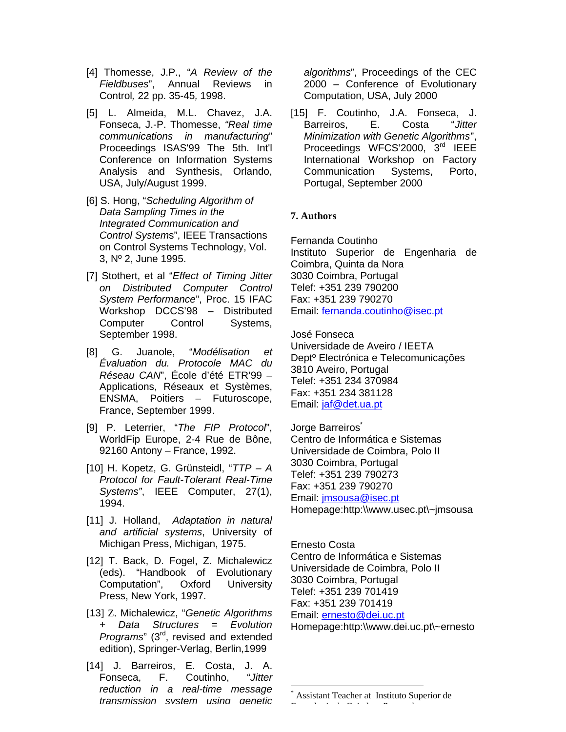[4] Thomesse, J.P., "*A Review of the Fieldbuses*", Annual Reviews in Control*,* 22 pp. 35-45*,* 1998.

[5] L. Almeida, M.L. Chavez, J.A. Fonseca, J.-P. Thomesse, *"Real time communications in manufacturing*" Proceedings ISAS'99 The 5th. Int'l Conference on Information Systems Analysis and Synthesis, Orlando, USA, July/August 1999.

[6] S. Hong, "*Scheduling Algorithm of Data Sampling Times in the Integrated Communication and Control Systems*", IEEE Transactions on Control Systems Technology, Vol. 3, Nº 2, June 1995.

[7] Stothert, et al "*Effect of Timing Jitter on Distributed Computer Control System Performance*", Proc. 15 IFAC Workshop DCCS'98 – Distributed Computer Control Systems, September 1998.

[8] G. Juanole, "*Modélisation et Évaluation du. Protocole MAC du Réseau CAN*", École d'été ETR'99 – Applications, Réseaux et Systèmes, ENSMA, Poitiers – Futuroscope, France, September 1999.

[9] P. Leterrier, "*The FIP Protocol*", WorldFip Europe, 2-4 Rue de Bône, 92160 Antony – France, 1992.

[10] H. Kopetz, G. Grünsteidl, "*TTP – A Protocol for Fault-Tolerant Real-Time Systems"*, IEEE Computer, 27(1), 1994.

[11] J. Holland, *Adaptation in natural and artificial systems*, University of Michigan Press, Michigan, 1975.

[12] T. Back, D. Fogel, Z. Michalewicz (eds). "Handbook of Evolutionary Computation", Oxford University Press, New York, 1997.

[13] Z. Michalewicz, "*Genetic Algorithms + Data Structures = Evolution Programs*" (3rd, revised and extended edition), Springer-Verlag, Berlin,1999

[14] J. Barreiros, E. Costa, J. A. Fonseca, F. Coutinho, "*Jitter reduction in a real-time message transmission system using genetic algorithms*", Proceedings of the CEC 2000 – Conference of Evolutionary Computation, USA, July 2000

[15] F. Coutinho, J.A. Fonseca, J. Barreiros, E. Costa "*Jitter Minimization with Genetic Algorithms*", Proceedings WFCS'2000, 3rd IEEE International Workshop on Factory Communication Systems, Porto, Portugal, September 2000

## 7. Authors

Fernanda Coutinho
Instituto Superior de Engenharia de Coimbra, Quinta da Nora
3030 Coimbra, Portugal
Telef: +351 239 790200
Fax: +351 239 790270
Email: fernanda.coutinho@isec.pt

José Fonseca
Universidade de Aveiro / IEETA
Deptº Electrónica e Telecomunicações
3810 Aveiro, Portugal
Telef: +351 234 370984
Fax: +351 234 381128
Email: jaf@det.ua.pt

Jorge Barreiros*
Centro de Informática e Sistemas
Universidade de Coimbra, Polo II
3030 Coimbra, Portugal
Telef: +351 239 790273
Fax: +351 239 790270
Email: jmsousa@isec.pt
Homepage:http:\\www.usec.pt\~jmsousa

Ernesto Costa
Centro de Informática e Sistemas
Universidade de Coimbra, Polo II
3030 Coimbra, Portugal
Telef: +351 239 701419
Fax: +351 239 701419
Email: ernesto@dei.uc.pt
Homepage:http:\\www.dei.uc.pt\~ernesto

* Assistant Teacher at Instituto Superior de